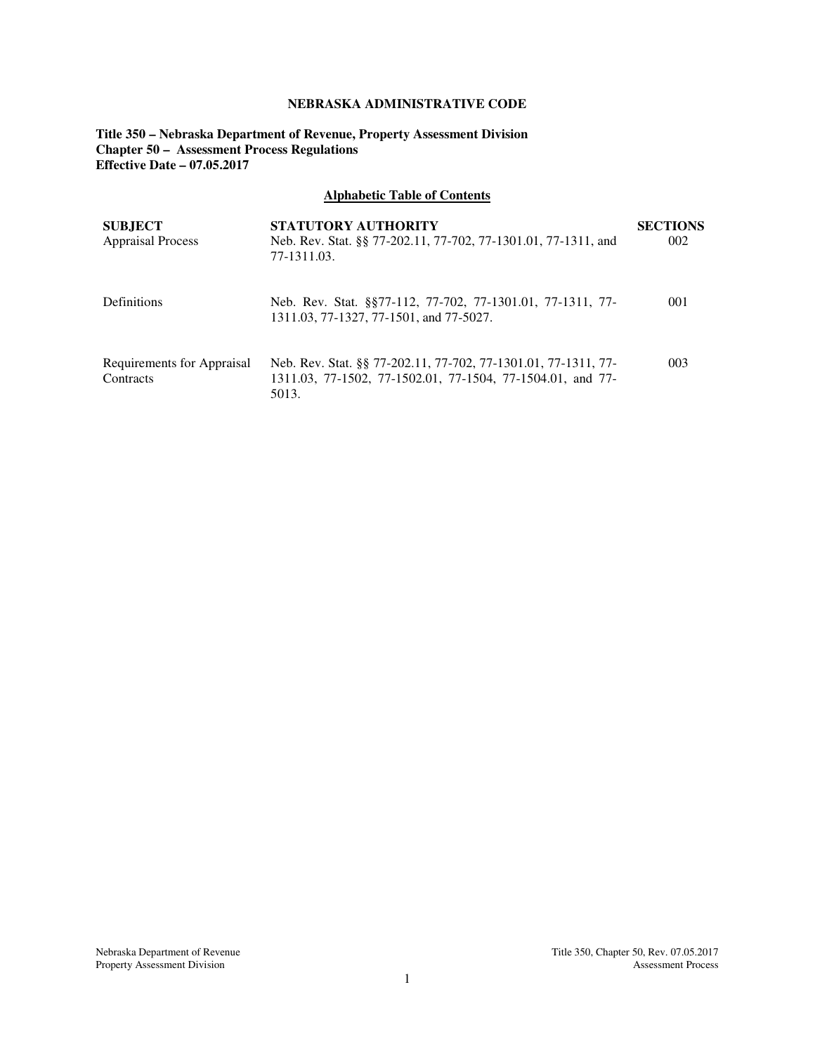# NEBRASKA ADMINISTRATIVE CODE

**Title 350 – Nebraska Department of Revenue, Property Assessment Division**
**Chapter 50 – Assessment Process Regulations**
**Effective Date – 07.05.2017**

## Alphabetic Table of Contents

| SUBJECT | STATUTORY AUTHORITY | SECTIONS |
| --- | --- | --- |
| Appraisal Process | Neb. Rev. Stat. §§ 77-202.11, 77-702, 77-1301.01, 77-1311, and 77-1311.03. | 002 |
| Definitions | Neb. Rev. Stat. §§77-112, 77-702, 77-1301.01, 77-1311, 77-1311.03, 77-1327, 77-1501, and 77-5027. | 001 |
| Requirements for Appraisal Contracts | Neb. Rev. Stat. §§ 77-202.11, 77-702, 77-1301.01, 77-1311, 77-1311.03, 77-1502, 77-1502.01, 77-1504, 77-1504.01, and 77-5013. | 003 |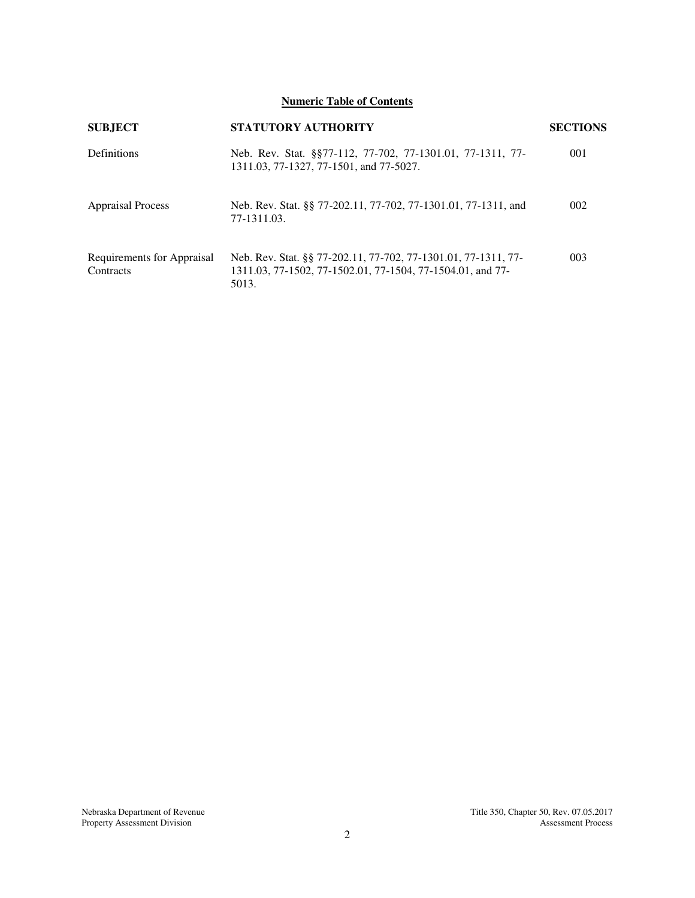**Numeric Table of Contents**

| SUBJECT | STATUTORY AUTHORITY | SECTIONS |
|---|---|---|
| Definitions | Neb. Rev. Stat. §§77-112, 77-702, 77-1301.01, 77-1311, 77-1311.03, 77-1327, 77-1501, and 77-5027. | 001 |
| Appraisal Process | Neb. Rev. Stat. §§ 77-202.11, 77-702, 77-1301.01, 77-1311, and 77-1311.03. | 002 |
| Requirements for Appraisal Contracts | Neb. Rev. Stat. §§ 77-202.11, 77-702, 77-1301.01, 77-1311, 77-1311.03, 77-1502, 77-1502.01, 77-1504, 77-1504.01, and 77-5013. | 003 |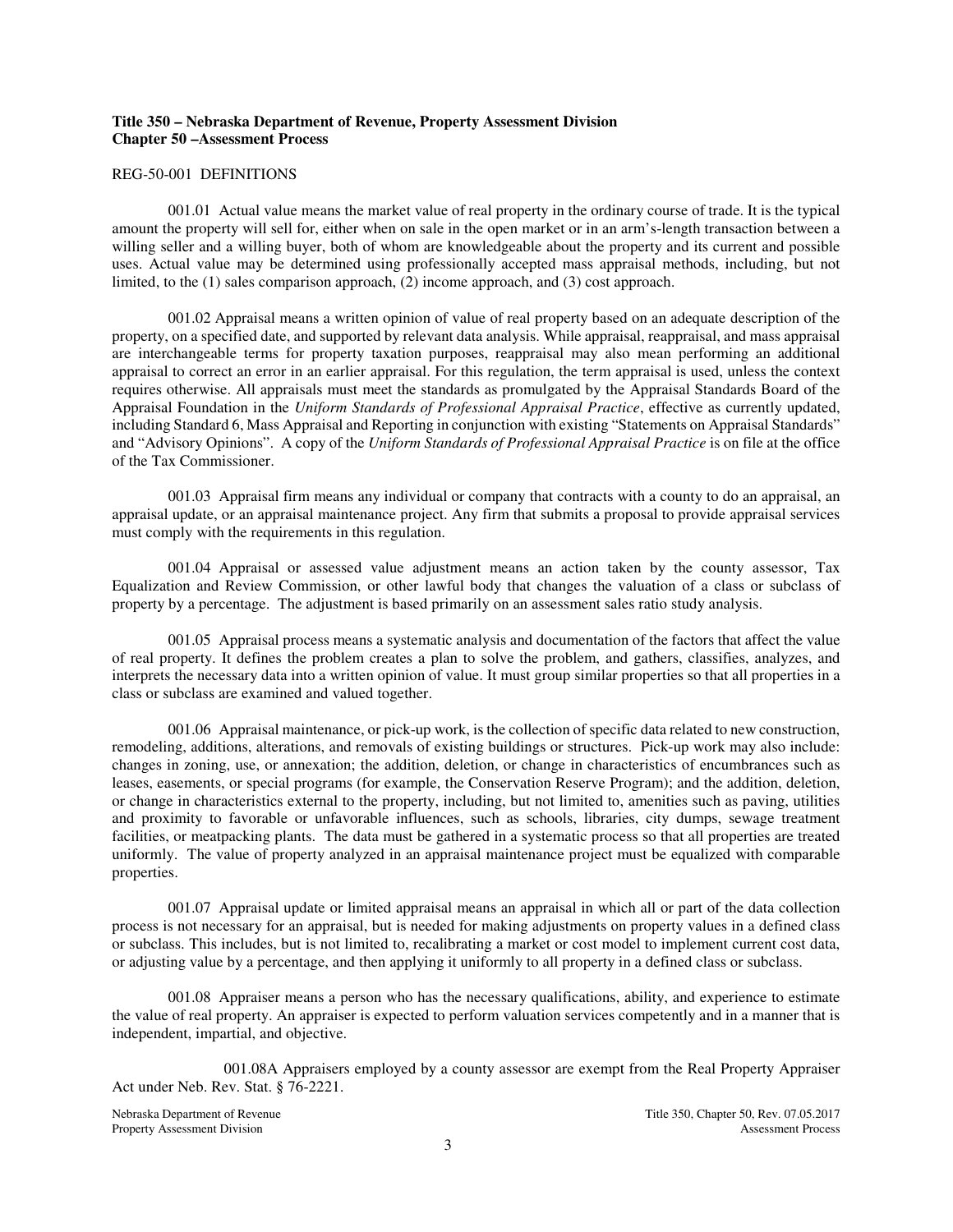**Title 350 – Nebraska Department of Revenue, Property Assessment Division**
**Chapter 50 –Assessment Process**

REG-50-001 DEFINITIONS

001.01 Actual value means the market value of real property in the ordinary course of trade. It is the typical amount the property will sell for, either when on sale in the open market or in an arm's-length transaction between a willing seller and a willing buyer, both of whom are knowledgeable about the property and its current and possible uses. Actual value may be determined using professionally accepted mass appraisal methods, including, but not limited, to the (1) sales comparison approach, (2) income approach, and (3) cost approach.

001.02 Appraisal means a written opinion of value of real property based on an adequate description of the property, on a specified date, and supported by relevant data analysis. While appraisal, reappraisal, and mass appraisal are interchangeable terms for property taxation purposes, reappraisal may also mean performing an additional appraisal to correct an error in an earlier appraisal. For this regulation, the term appraisal is used, unless the context requires otherwise. All appraisals must meet the standards as promulgated by the Appraisal Standards Board of the Appraisal Foundation in the *Uniform Standards of Professional Appraisal Practice*, effective as currently updated, including Standard 6, Mass Appraisal and Reporting in conjunction with existing "Statements on Appraisal Standards" and "Advisory Opinions". A copy of the *Uniform Standards of Professional Appraisal Practice* is on file at the office of the Tax Commissioner.

001.03 Appraisal firm means any individual or company that contracts with a county to do an appraisal, an appraisal update, or an appraisal maintenance project. Any firm that submits a proposal to provide appraisal services must comply with the requirements in this regulation.

001.04 Appraisal or assessed value adjustment means an action taken by the county assessor, Tax Equalization and Review Commission, or other lawful body that changes the valuation of a class or subclass of property by a percentage. The adjustment is based primarily on an assessment sales ratio study analysis.

001.05 Appraisal process means a systematic analysis and documentation of the factors that affect the value of real property. It defines the problem creates a plan to solve the problem, and gathers, classifies, analyzes, and interprets the necessary data into a written opinion of value. It must group similar properties so that all properties in a class or subclass are examined and valued together.

001.06 Appraisal maintenance, or pick-up work, is the collection of specific data related to new construction, remodeling, additions, alterations, and removals of existing buildings or structures. Pick-up work may also include: changes in zoning, use, or annexation; the addition, deletion, or change in characteristics of encumbrances such as leases, easements, or special programs (for example, the Conservation Reserve Program); and the addition, deletion, or change in characteristics external to the property, including, but not limited to, amenities such as paving, utilities and proximity to favorable or unfavorable influences, such as schools, libraries, city dumps, sewage treatment facilities, or meatpacking plants. The data must be gathered in a systematic process so that all properties are treated uniformly. The value of property analyzed in an appraisal maintenance project must be equalized with comparable properties.

001.07 Appraisal update or limited appraisal means an appraisal in which all or part of the data collection process is not necessary for an appraisal, but is needed for making adjustments on property values in a defined class or subclass. This includes, but is not limited to, recalibrating a market or cost model to implement current cost data, or adjusting value by a percentage, and then applying it uniformly to all property in a defined class or subclass.

001.08 Appraiser means a person who has the necessary qualifications, ability, and experience to estimate the value of real property. An appraiser is expected to perform valuation services competently and in a manner that is independent, impartial, and objective.

001.08A Appraisers employed by a county assessor are exempt from the Real Property Appraiser Act under Neb. Rev. Stat. § 76-2221.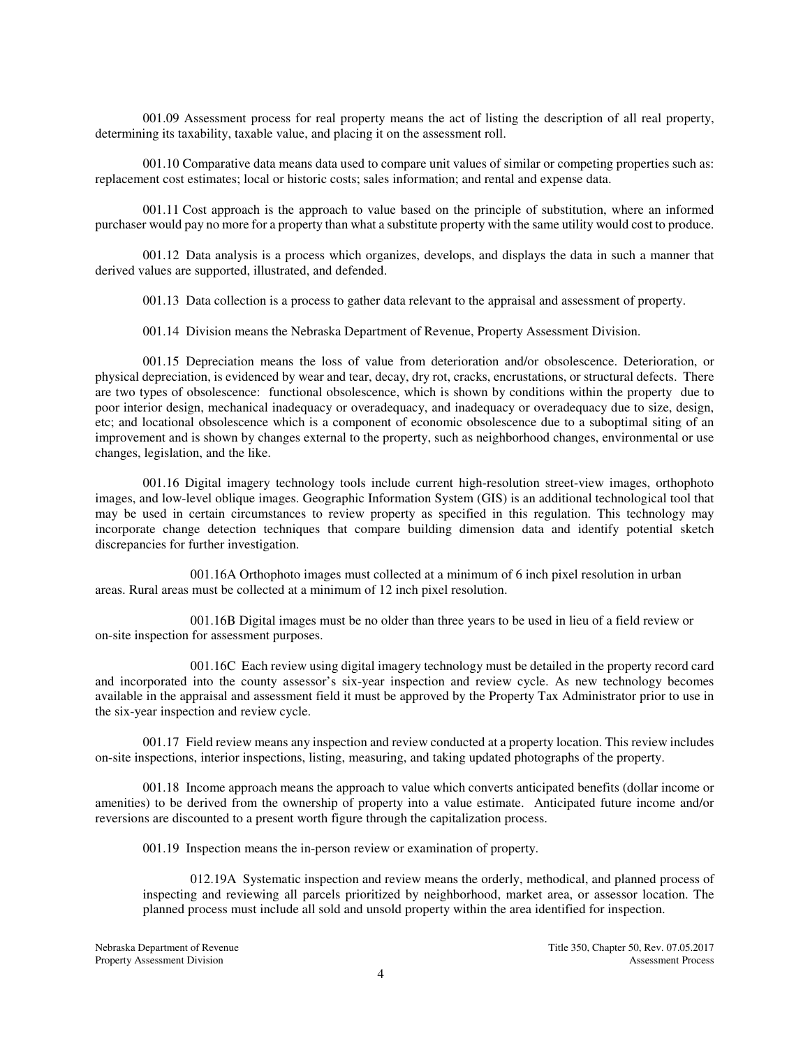001.09 Assessment process for real property means the act of listing the description of all real property, determining its taxability, taxable value, and placing it on the assessment roll.

001.10 Comparative data means data used to compare unit values of similar or competing properties such as: replacement cost estimates; local or historic costs; sales information; and rental and expense data.

001.11 Cost approach is the approach to value based on the principle of substitution, where an informed purchaser would pay no more for a property than what a substitute property with the same utility would cost to produce.

001.12 Data analysis is a process which organizes, develops, and displays the data in such a manner that derived values are supported, illustrated, and defended.

001.13 Data collection is a process to gather data relevant to the appraisal and assessment of property.

001.14 Division means the Nebraska Department of Revenue, Property Assessment Division.

001.15 Depreciation means the loss of value from deterioration and/or obsolescence. Deterioration, or physical depreciation, is evidenced by wear and tear, decay, dry rot, cracks, encrustations, or structural defects. There are two types of obsolescence: functional obsolescence, which is shown by conditions within the property due to poor interior design, mechanical inadequacy or overadequacy, and inadequacy or overadequacy due to size, design, etc; and locational obsolescence which is a component of economic obsolescence due to a suboptimal siting of an improvement and is shown by changes external to the property, such as neighborhood changes, environmental or use changes, legislation, and the like.

001.16 Digital imagery technology tools include current high-resolution street-view images, orthophoto images, and low-level oblique images. Geographic Information System (GIS) is an additional technological tool that may be used in certain circumstances to review property as specified in this regulation. This technology may incorporate change detection techniques that compare building dimension data and identify potential sketch discrepancies for further investigation.

001.16A Orthophoto images must collected at a minimum of 6 inch pixel resolution in urban areas. Rural areas must be collected at a minimum of 12 inch pixel resolution.

001.16B Digital images must be no older than three years to be used in lieu of a field review or on-site inspection for assessment purposes.

001.16C Each review using digital imagery technology must be detailed in the property record card and incorporated into the county assessor's six-year inspection and review cycle. As new technology becomes available in the appraisal and assessment field it must be approved by the Property Tax Administrator prior to use in the six-year inspection and review cycle.

001.17 Field review means any inspection and review conducted at a property location. This review includes on-site inspections, interior inspections, listing, measuring, and taking updated photographs of the property.

001.18 Income approach means the approach to value which converts anticipated benefits (dollar income or amenities) to be derived from the ownership of property into a value estimate. Anticipated future income and/or reversions are discounted to a present worth figure through the capitalization process.

001.19 Inspection means the in-person review or examination of property.

012.19A Systematic inspection and review means the orderly, methodical, and planned process of inspecting and reviewing all parcels prioritized by neighborhood, market area, or assessor location. The planned process must include all sold and unsold property within the area identified for inspection.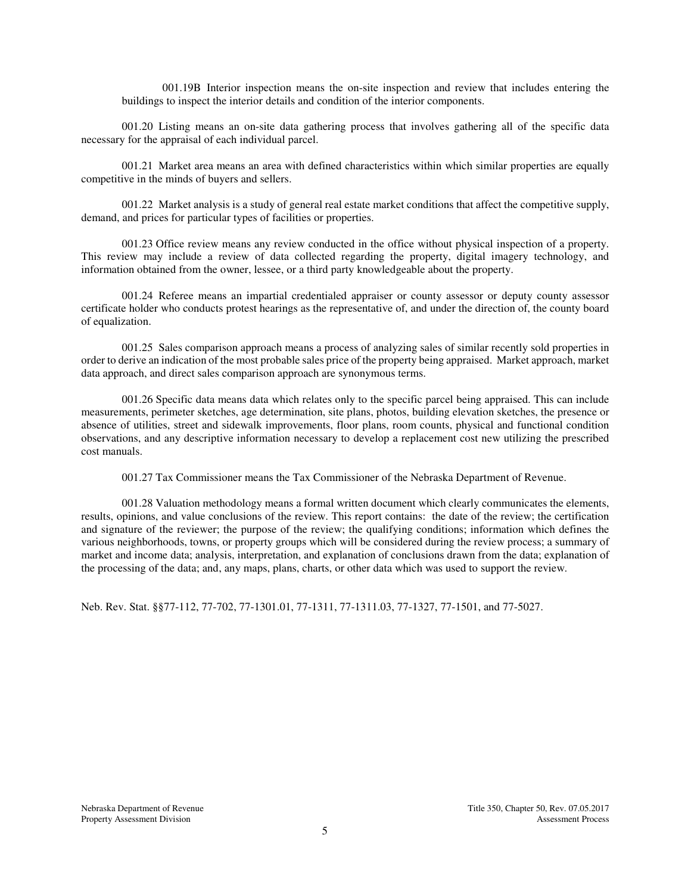001.19B Interior inspection means the on-site inspection and review that includes entering the buildings to inspect the interior details and condition of the interior components.

001.20 Listing means an on-site data gathering process that involves gathering all of the specific data necessary for the appraisal of each individual parcel.

001.21 Market area means an area with defined characteristics within which similar properties are equally competitive in the minds of buyers and sellers.

001.22 Market analysis is a study of general real estate market conditions that affect the competitive supply, demand, and prices for particular types of facilities or properties.

001.23 Office review means any review conducted in the office without physical inspection of a property. This review may include a review of data collected regarding the property, digital imagery technology, and information obtained from the owner, lessee, or a third party knowledgeable about the property.

001.24 Referee means an impartial credentialed appraiser or county assessor or deputy county assessor certificate holder who conducts protest hearings as the representative of, and under the direction of, the county board of equalization.

001.25 Sales comparison approach means a process of analyzing sales of similar recently sold properties in order to derive an indication of the most probable sales price of the property being appraised. Market approach, market data approach, and direct sales comparison approach are synonymous terms.

001.26 Specific data means data which relates only to the specific parcel being appraised. This can include measurements, perimeter sketches, age determination, site plans, photos, building elevation sketches, the presence or absence of utilities, street and sidewalk improvements, floor plans, room counts, physical and functional condition observations, and any descriptive information necessary to develop a replacement cost new utilizing the prescribed cost manuals.

001.27 Tax Commissioner means the Tax Commissioner of the Nebraska Department of Revenue.

001.28 Valuation methodology means a formal written document which clearly communicates the elements, results, opinions, and value conclusions of the review. This report contains: the date of the review; the certification and signature of the reviewer; the purpose of the review; the qualifying conditions; information which defines the various neighborhoods, towns, or property groups which will be considered during the review process; a summary of market and income data; analysis, interpretation, and explanation of conclusions drawn from the data; explanation of the processing of the data; and, any maps, plans, charts, or other data which was used to support the review.

Neb. Rev. Stat. §§77-112, 77-702, 77-1301.01, 77-1311, 77-1311.03, 77-1327, 77-1501, and 77-5027.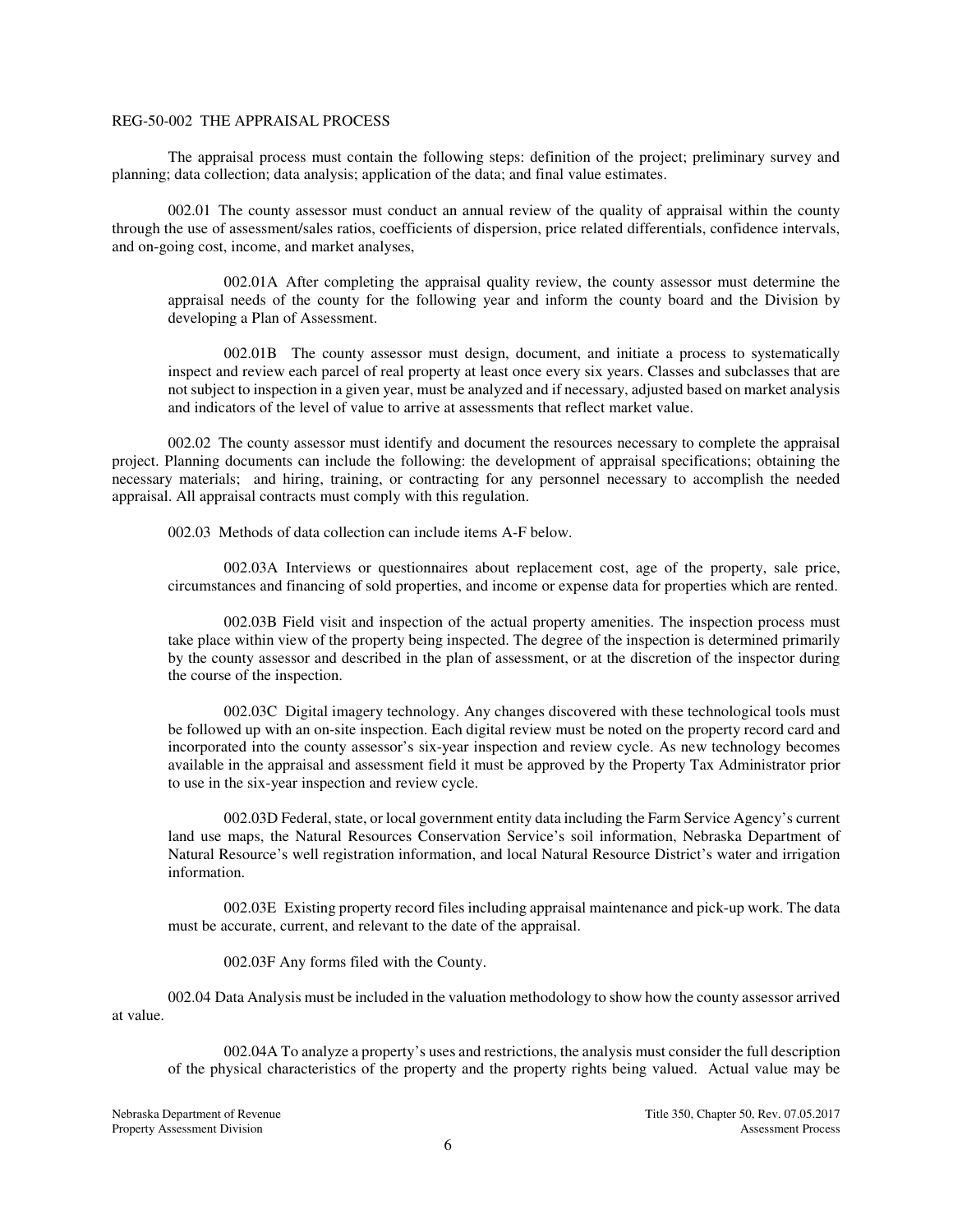REG-50-002 THE APPRAISAL PROCESS

The appraisal process must contain the following steps: definition of the project; preliminary survey and planning; data collection; data analysis; application of the data; and final value estimates.

002.01 The county assessor must conduct an annual review of the quality of appraisal within the county through the use of assessment/sales ratios, coefficients of dispersion, price related differentials, confidence intervals, and on-going cost, income, and market analyses,

002.01A After completing the appraisal quality review, the county assessor must determine the appraisal needs of the county for the following year and inform the county board and the Division by developing a Plan of Assessment.

002.01B The county assessor must design, document, and initiate a process to systematically inspect and review each parcel of real property at least once every six years. Classes and subclasses that are not subject to inspection in a given year, must be analyzed and if necessary, adjusted based on market analysis and indicators of the level of value to arrive at assessments that reflect market value.

002.02 The county assessor must identify and document the resources necessary to complete the appraisal project. Planning documents can include the following: the development of appraisal specifications; obtaining the necessary materials; and hiring, training, or contracting for any personnel necessary to accomplish the needed appraisal. All appraisal contracts must comply with this regulation.

002.03 Methods of data collection can include items A-F below.

002.03A Interviews or questionnaires about replacement cost, age of the property, sale price, circumstances and financing of sold properties, and income or expense data for properties which are rented.

002.03B Field visit and inspection of the actual property amenities. The inspection process must take place within view of the property being inspected. The degree of the inspection is determined primarily by the county assessor and described in the plan of assessment, or at the discretion of the inspector during the course of the inspection.

002.03C Digital imagery technology. Any changes discovered with these technological tools must be followed up with an on-site inspection. Each digital review must be noted on the property record card and incorporated into the county assessor's six-year inspection and review cycle. As new technology becomes available in the appraisal and assessment field it must be approved by the Property Tax Administrator prior to use in the six-year inspection and review cycle.

002.03D Federal, state, or local government entity data including the Farm Service Agency's current land use maps, the Natural Resources Conservation Service's soil information, Nebraska Department of Natural Resource's well registration information, and local Natural Resource District's water and irrigation information.

002.03E Existing property record files including appraisal maintenance and pick-up work. The data must be accurate, current, and relevant to the date of the appraisal.

002.03F Any forms filed with the County.

002.04 Data Analysis must be included in the valuation methodology to show how the county assessor arrived at value.

002.04A To analyze a property's uses and restrictions, the analysis must consider the full description of the physical characteristics of the property and the property rights being valued. Actual value may be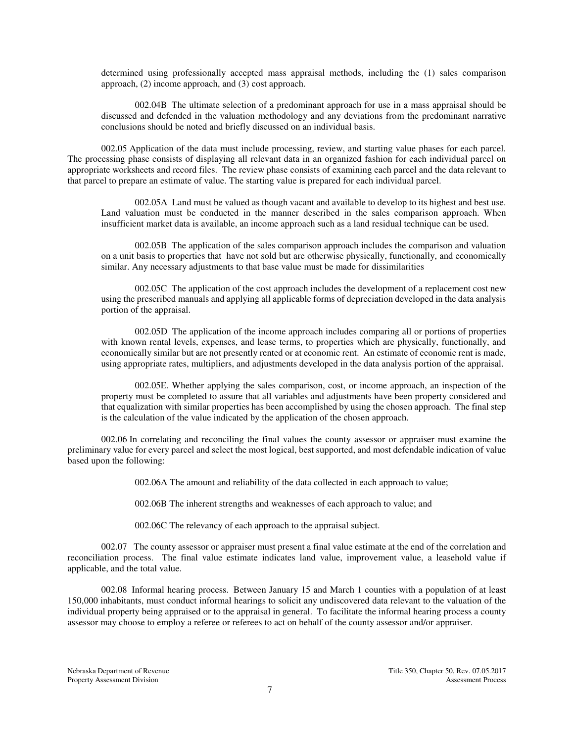determined using professionally accepted mass appraisal methods, including the (1) sales comparison approach, (2) income approach, and (3) cost approach.

002.04B The ultimate selection of a predominant approach for use in a mass appraisal should be discussed and defended in the valuation methodology and any deviations from the predominant narrative conclusions should be noted and briefly discussed on an individual basis.

002.05 Application of the data must include processing, review, and starting value phases for each parcel. The processing phase consists of displaying all relevant data in an organized fashion for each individual parcel on appropriate worksheets and record files. The review phase consists of examining each parcel and the data relevant to that parcel to prepare an estimate of value. The starting value is prepared for each individual parcel.

002.05A Land must be valued as though vacant and available to develop to its highest and best use. Land valuation must be conducted in the manner described in the sales comparison approach. When insufficient market data is available, an income approach such as a land residual technique can be used.

002.05B The application of the sales comparison approach includes the comparison and valuation on a unit basis to properties that have not sold but are otherwise physically, functionally, and economically similar. Any necessary adjustments to that base value must be made for dissimilarities

002.05C The application of the cost approach includes the development of a replacement cost new using the prescribed manuals and applying all applicable forms of depreciation developed in the data analysis portion of the appraisal.

002.05D The application of the income approach includes comparing all or portions of properties with known rental levels, expenses, and lease terms, to properties which are physically, functionally, and economically similar but are not presently rented or at economic rent. An estimate of economic rent is made, using appropriate rates, multipliers, and adjustments developed in the data analysis portion of the appraisal.

002.05E. Whether applying the sales comparison, cost, or income approach, an inspection of the property must be completed to assure that all variables and adjustments have been property considered and that equalization with similar properties has been accomplished by using the chosen approach. The final step is the calculation of the value indicated by the application of the chosen approach.

002.06 In correlating and reconciling the final values the county assessor or appraiser must examine the preliminary value for every parcel and select the most logical, best supported, and most defendable indication of value based upon the following:

002.06A The amount and reliability of the data collected in each approach to value;

002.06B The inherent strengths and weaknesses of each approach to value; and

002.06C The relevancy of each approach to the appraisal subject.

002.07 The county assessor or appraiser must present a final value estimate at the end of the correlation and reconciliation process. The final value estimate indicates land value, improvement value, a leasehold value if applicable, and the total value.

002.08 Informal hearing process. Between January 15 and March 1 counties with a population of at least 150,000 inhabitants, must conduct informal hearings to solicit any undiscovered data relevant to the valuation of the individual property being appraised or to the appraisal in general. To facilitate the informal hearing process a county assessor may choose to employ a referee or referees to act on behalf of the county assessor and/or appraiser.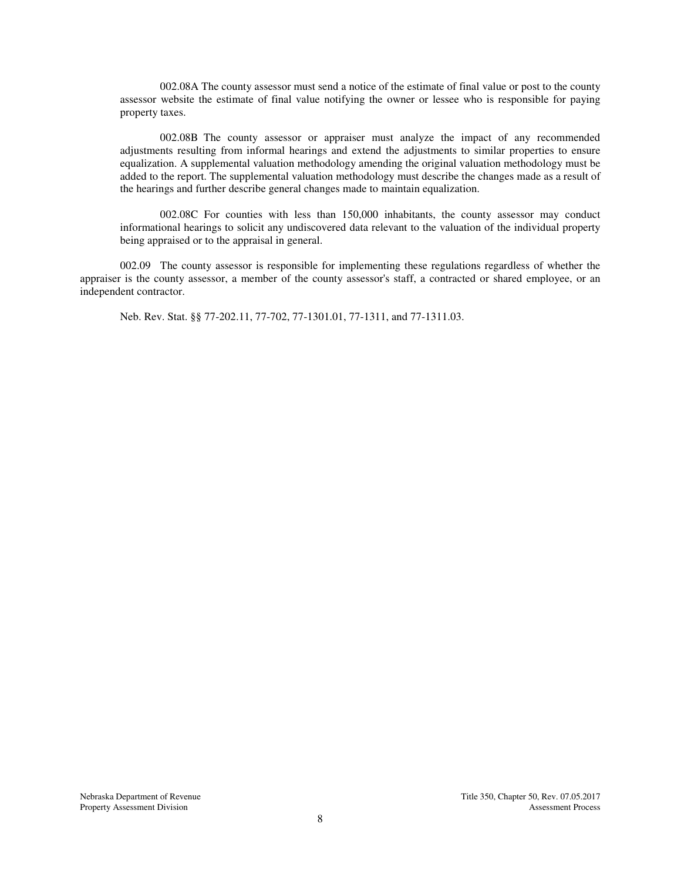002.08A The county assessor must send a notice of the estimate of final value or post to the county assessor website the estimate of final value notifying the owner or lessee who is responsible for paying property taxes.

002.08B The county assessor or appraiser must analyze the impact of any recommended adjustments resulting from informal hearings and extend the adjustments to similar properties to ensure equalization. A supplemental valuation methodology amending the original valuation methodology must be added to the report. The supplemental valuation methodology must describe the changes made as a result of the hearings and further describe general changes made to maintain equalization.

002.08C For counties with less than 150,000 inhabitants, the county assessor may conduct informational hearings to solicit any undiscovered data relevant to the valuation of the individual property being appraised or to the appraisal in general.

002.09 The county assessor is responsible for implementing these regulations regardless of whether the appraiser is the county assessor, a member of the county assessor's staff, a contracted or shared employee, or an independent contractor.

Neb. Rev. Stat. §§ 77-202.11, 77-702, 77-1301.01, 77-1311, and 77-1311.03.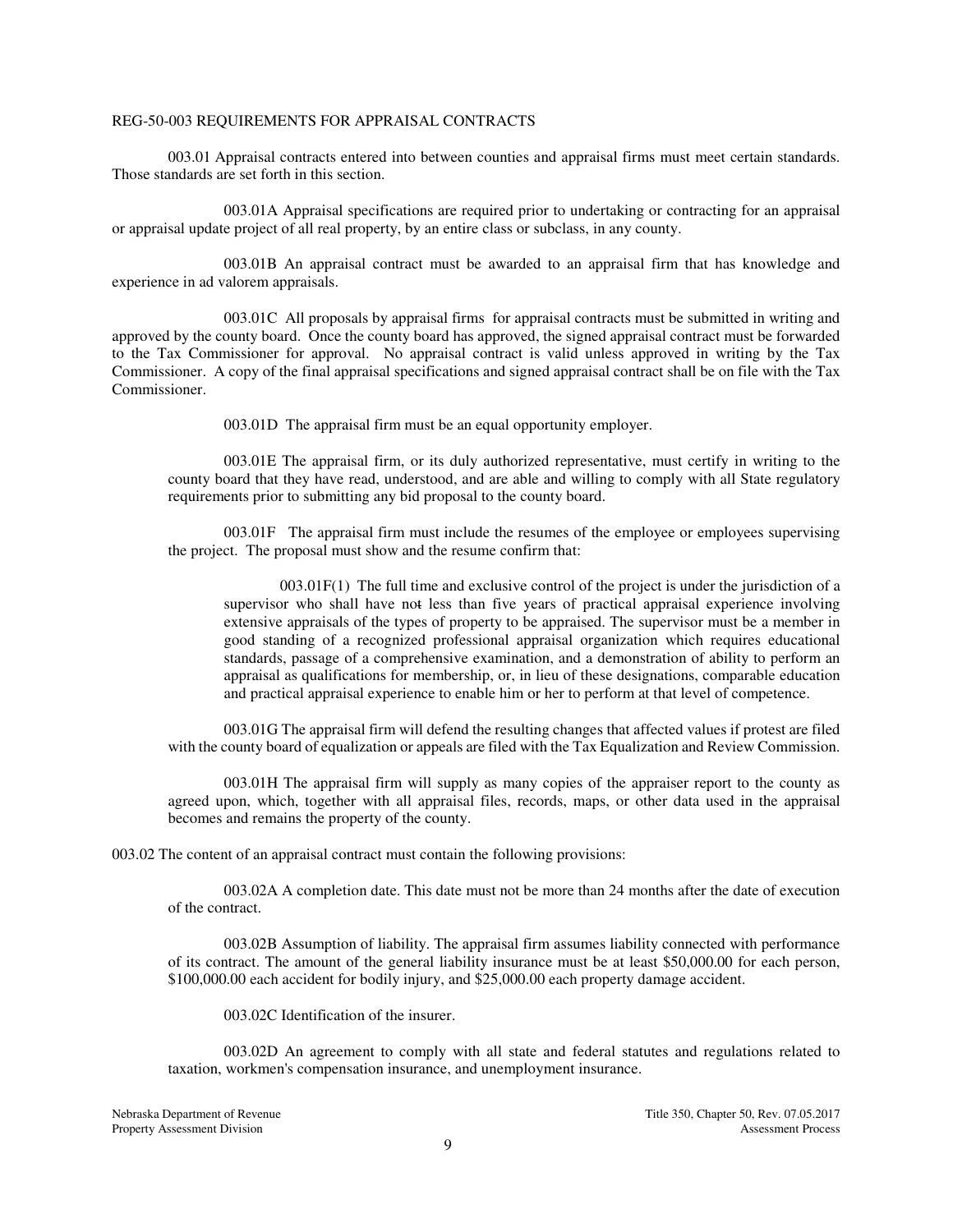REG-50-003 REQUIREMENTS FOR APPRAISAL CONTRACTS

003.01 Appraisal contracts entered into between counties and appraisal firms must meet certain standards. Those standards are set forth in this section.

003.01A Appraisal specifications are required prior to undertaking or contracting for an appraisal or appraisal update project of all real property, by an entire class or subclass, in any county.

003.01B An appraisal contract must be awarded to an appraisal firm that has knowledge and experience in ad valorem appraisals.

003.01C All proposals by appraisal firms for appraisal contracts must be submitted in writing and approved by the county board. Once the county board has approved, the signed appraisal contract must be forwarded to the Tax Commissioner for approval. No appraisal contract is valid unless approved in writing by the Tax Commissioner. A copy of the final appraisal specifications and signed appraisal contract shall be on file with the Tax Commissioner.

003.01D The appraisal firm must be an equal opportunity employer.

003.01E The appraisal firm, or its duly authorized representative, must certify in writing to the county board that they have read, understood, and are able and willing to comply with all State regulatory requirements prior to submitting any bid proposal to the county board.

003.01F The appraisal firm must include the resumes of the employee or employees supervising the project. The proposal must show and the resume confirm that:

003.01F(1) The full time and exclusive control of the project is under the jurisdiction of a supervisor who shall have not less than five years of practical appraisal experience involving extensive appraisals of the types of property to be appraised. The supervisor must be a member in good standing of a recognized professional appraisal organization which requires educational standards, passage of a comprehensive examination, and a demonstration of ability to perform an appraisal as qualifications for membership, or, in lieu of these designations, comparable education and practical appraisal experience to enable him or her to perform at that level of competence.

003.01G The appraisal firm will defend the resulting changes that affected values if protest are filed with the county board of equalization or appeals are filed with the Tax Equalization and Review Commission.

003.01H The appraisal firm will supply as many copies of the appraiser report to the county as agreed upon, which, together with all appraisal files, records, maps, or other data used in the appraisal becomes and remains the property of the county.

003.02 The content of an appraisal contract must contain the following provisions:

003.02A A completion date. This date must not be more than 24 months after the date of execution of the contract.

003.02B Assumption of liability. The appraisal firm assumes liability connected with performance of its contract. The amount of the general liability insurance must be at least $50,000.00 for each person, $100,000.00 each accident for bodily injury, and $25,000.00 each property damage accident.

003.02C Identification of the insurer.

003.02D An agreement to comply with all state and federal statutes and regulations related to taxation, workmen's compensation insurance, and unemployment insurance.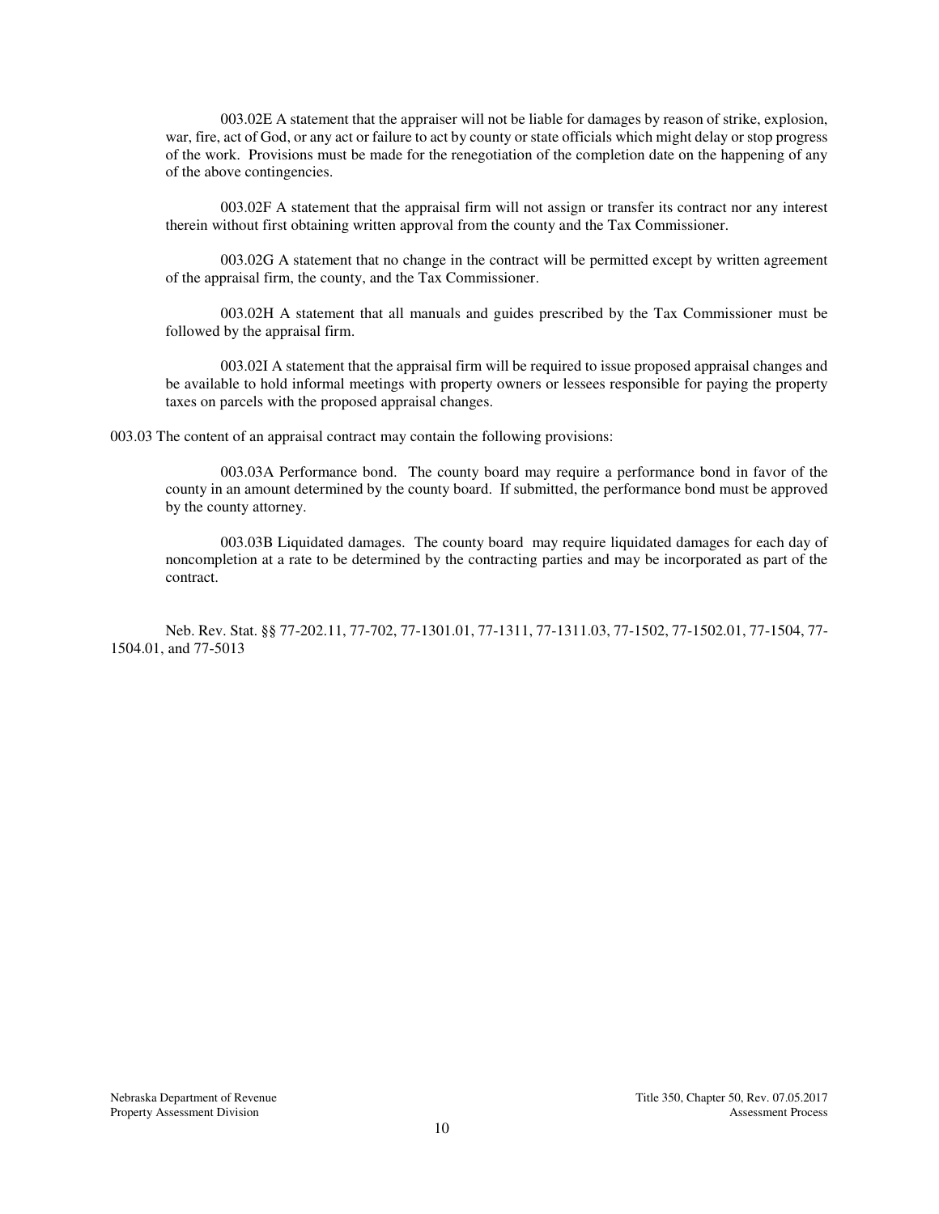003.02E A statement that the appraiser will not be liable for damages by reason of strike, explosion, war, fire, act of God, or any act or failure to act by county or state officials which might delay or stop progress of the work. Provisions must be made for the renegotiation of the completion date on the happening of any of the above contingencies.

003.02F A statement that the appraisal firm will not assign or transfer its contract nor any interest therein without first obtaining written approval from the county and the Tax Commissioner.

003.02G A statement that no change in the contract will be permitted except by written agreement of the appraisal firm, the county, and the Tax Commissioner.

003.02H A statement that all manuals and guides prescribed by the Tax Commissioner must be followed by the appraisal firm.

003.02I A statement that the appraisal firm will be required to issue proposed appraisal changes and be available to hold informal meetings with property owners or lessees responsible for paying the property taxes on parcels with the proposed appraisal changes.

003.03 The content of an appraisal contract may contain the following provisions:

003.03A Performance bond. The county board may require a performance bond in favor of the county in an amount determined by the county board. If submitted, the performance bond must be approved by the county attorney.

003.03B Liquidated damages. The county board may require liquidated damages for each day of noncompletion at a rate to be determined by the contracting parties and may be incorporated as part of the contract.

Neb. Rev. Stat. §§ 77-202.11, 77-702, 77-1301.01, 77-1311, 77-1311.03, 77-1502, 77-1502.01, 77-1504, 77-1504.01, and 77-5013